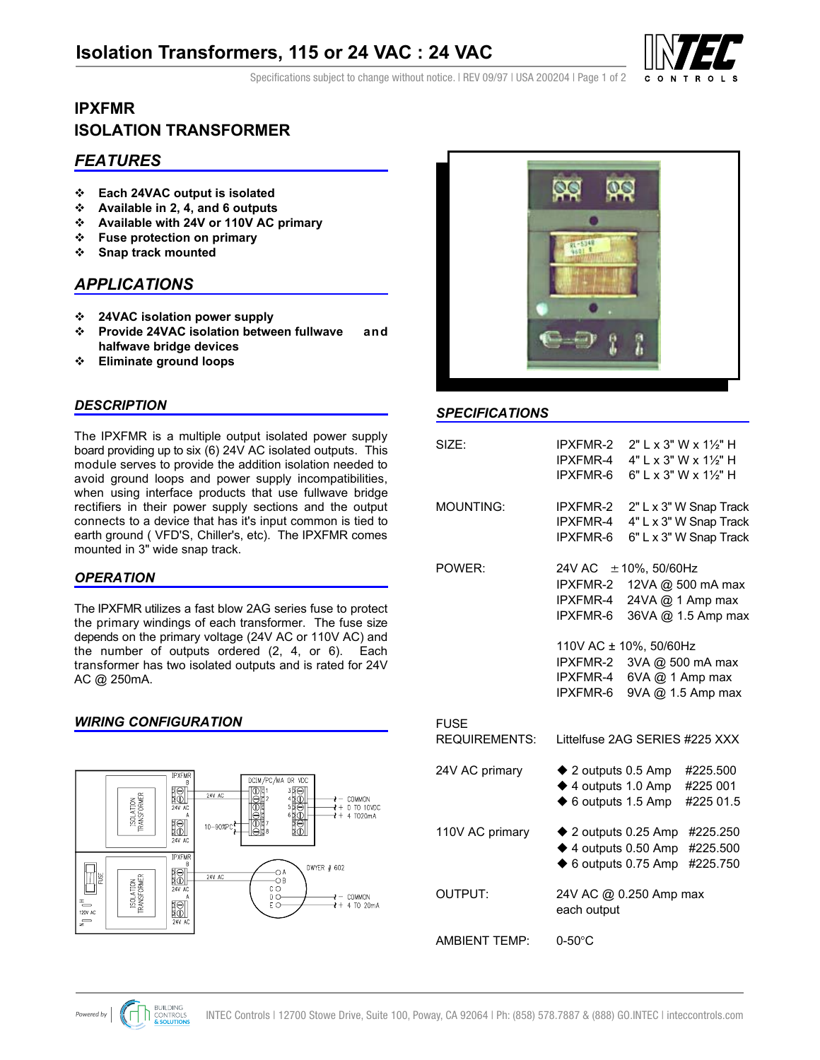# Isolation Transformers, 115 or 24 VAC : 24 VAC

## IPXFMR
## ISOLATION TRANSFORMER

### FEATURES

- Each 24VAC output is isolated
- Available in 2, 4, and 6 outputs
- Available with 24V or 110V AC primary
- Fuse protection on primary
- Snap track mounted

### APPLICATIONS

- 24VAC isolation power supply
- Provide 24VAC isolation between fullwave and halfwave bridge devices
- Eliminate ground loops

### DESCRIPTION

The IPXFMR is a multiple output isolated power supply board providing up to six (6) 24V AC isolated outputs. This module serves to provide the addition isolation needed to avoid ground loops and power supply incompatibilities, when using interface products that use fullwave bridge rectifiers in their power supply sections and the output connects to a device that has it's input common is tied to earth ground ( VFD'S, Chiller's, etc). The IPXFMR comes mounted in 3" wide snap track.

### OPERATION

The IPXFMR utilizes a fast blow 2AG series fuse to protect the primary windings of each transformer. The fuse size depends on the primary voltage (24V AC or 110V AC) and the number of outputs ordered (2, 4, or 6). Each transformer has two isolated outputs and is rated for 24V AC @ 250mA.

### WIRING CONFIGURATION

### SPECIFICATIONS

| | | |
|---|---|---|
| SIZE: | IPXFMR-2 | 2" L x 3" W x 1½" H |
| | IPXFMR-4 | 4" L x 3" W x 1½" H |
| | IPXFMR-6 | 6" L x 3" W x 1½" H |
| MOUNTING: | IPXFMR-2 | 2" L x 3" W Snap Track |
| | IPXFMR-4 | 4" L x 3" W Snap Track |
| | IPXFMR-6 | 6" L x 3" W Snap Track |
| POWER: | 24V AC ± 10%, 50/60Hz | |
| | IPXFMR-2 | 12VA @ 500 mA max |
| | IPXFMR-4 | 24VA @ 1 Amp max |
| | IPXFMR-6 | 36VA @ 1.5 Amp max |
| | 110V AC ± 10%, 50/60Hz | |
| | IPXFMR-2 | 3VA @ 500 mA max |
| | IPXFMR-4 | 6VA @ 1 Amp max |
| | IPXFMR-6 | 9VA @ 1.5 Amp max |
| FUSE REQUIREMENTS: | Littelfuse 2AG SERIES #225 XXX | |
| 24V AC primary | ◆ 2 outputs 0.5 Amp | #225.500 |
| | ◆ 4 outputs 1.0 Amp | #225 001 |
| | ◆ 6 outputs 1.5 Amp | #225 01.5 |
| 110V AC primary | ◆ 2 outputs 0.25 Amp | #225.250 |
| | ◆ 4 outputs 0.50 Amp | #225.500 |
| | ◆ 6 outputs 0.75 Amp | #225.750 |
| OUTPUT: | 24V AC @ 0.250 Amp max each output | |
| AMBIENT TEMP: | 0-50°C | |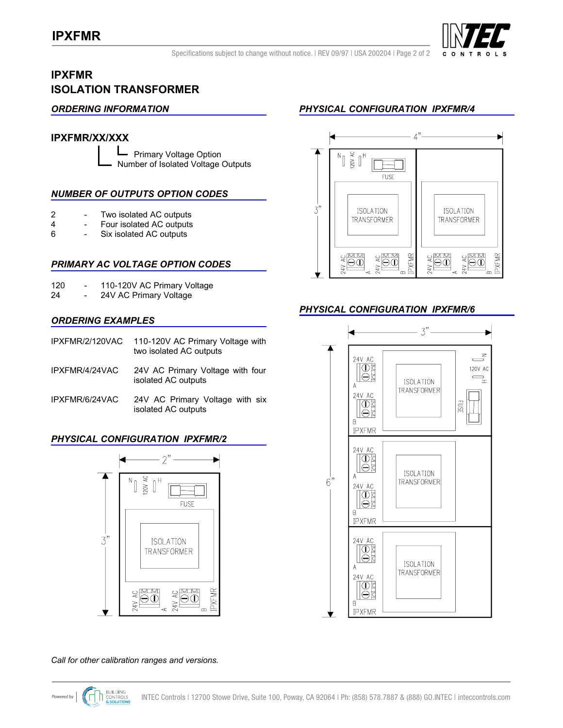# IPXFMR
## ISOLATION TRANSFORMER

### ORDERING INFORMATION

**IPXFMR/XX/XXX**

- Primary Voltage Option
- Number of Isolated Voltage Outputs

### NUMBER OF OUTPUTS OPTION CODES

| | | |
|---|---|---|
| 2 | - | Two isolated AC outputs |
| 4 | - | Four isolated AC outputs |
| 6 | - | Six isolated AC outputs |

### PRIMARY AC VOLTAGE OPTION CODES

| | | |
|---|---|---|
| 120 | - | 110-120V AC Primary Voltage |
| 24 | - | 24V AC Primary Voltage |

### ORDERING EXAMPLES

| | |
|---|---|
| IPXFMR/2/120VAC | 110-120V AC Primary Voltage with two isolated AC outputs |
| IPXFMR/4/24VAC | 24V AC Primary Voltage with four isolated AC outputs |
| IPXFMR/6/24VAC | 24V AC Primary Voltage with six isolated AC outputs |

### PHYSICAL CONFIGURATION IPXFMR/2

2"
3"
N 120V AC H
FUSE
ISOLATION TRANSFORMER
24V AC A 24V AC B IPXFMR

### PHYSICAL CONFIGURATION IPXFMR/4

4"
3"
N 120V AC H
FUSE
ISOLATION TRANSFORMER
ISOLATION TRANSFORMER
24V AC A 24V AC B IPXFMR
24V AC A 24V AC B IPXFMR

### PHYSICAL CONFIGURATION IPXFMR/6

3"
6"
24V AC A 24V AC B IPXFMR
ISOLATION TRANSFORMER
N 120V AC H
FUSE
24V AC A 24V AC B IPXFMR
ISOLATION TRANSFORMER
24V AC A 24V AC B IPXFMR
ISOLATION TRANSFORMER

*Call for other calibration ranges and versions.*